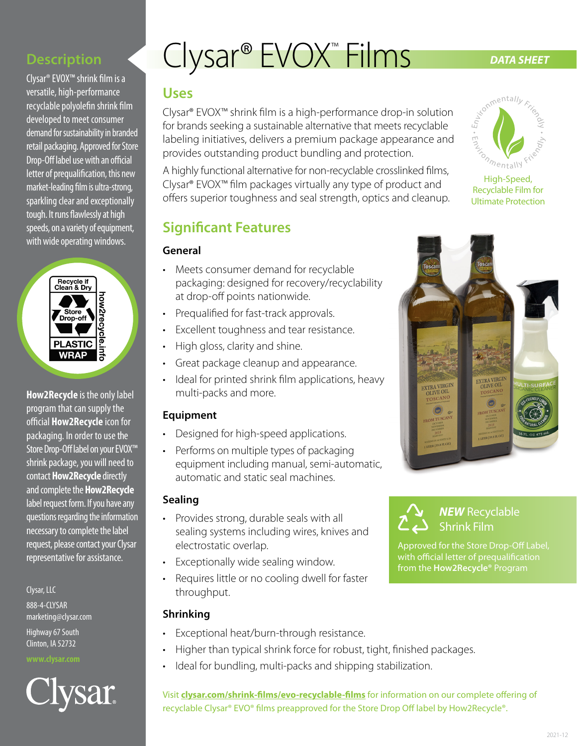# Clysar® EVOX™ Films

**DATA SHEET**

## Description

Clysar® EVOX™ shrink film is a versatile, high-performance recyclable polyolefin shrink film developed to meet consumer demand for sustainability in branded retail packaging. Approved for Store Drop-Off label use with an official letter of prequalification, this new market-leading film is ultra-strong, sparkling clear and exceptionally tough. It runs flawlessly at high speeds, on a variety of equipment, with wide operating windows.

Recycle if Clean & Dry
Store Drop-off
PLASTIC WRAP
how2recycle.info

**How2Recycle** is the only label program that can supply the official **How2Recycle** icon for packaging. In order to use the Store Drop-Off label on your EVOX™ shrink package, you will need to contact **How2Recycle** directly and complete the **How2Recycle** label request form. If you have any questions regarding the information necessary to complete the label request, please contact your Clysar representative for assistance.

Clysar, LLC
888-4-CLYSAR
marketing@clysar.com
Highway 67 South
Clinton, IA 52732
www.clysar.com

## Uses

Clysar® EVOX™ shrink film is a high-performance drop-in solution for brands seeking a sustainable alternative that meets recyclable labeling initiatives, delivers a premium package appearance and provides outstanding product bundling and protection.

A highly functional alternative for non-recyclable crosslinked films, Clysar® EVOX™ film packages virtually any type of product and offers superior toughness and seal strength, optics and cleanup.

Environmentally Friendly • Environmentally Friendly

High-Speed, Recyclable Film for Ultimate Protection

## Significant Features

### General

- Meets consumer demand for recyclable packaging: designed for recovery/recyclability at drop-off points nationwide.
- Prequalified for fast-track approvals.
- Excellent toughness and tear resistance.
- High gloss, clarity and shine.
- Great package cleanup and appearance.
- Ideal for printed shrink film applications, heavy multi-packs and more.

### Equipment

- Designed for high-speed applications.
- Performs on multiple types of packaging equipment including manual, semi-automatic, automatic and static seal machines.

### Sealing

- Provides strong, durable seals with all sealing systems including wires, knives and electrostatic overlap.
- Exceptionally wide sealing window.
- Requires little or no cooling dwell for faster throughput.

### Shrinking

- Exceptional heat/burn-through resistance.
- Higher than typical shrink force for robust, tight, finished packages.
- Ideal for bundling, multi-packs and shipping stabilization.

***NEW*** **Recyclable Shrink Film**

Approved for the Store Drop-Off Label, with official letter of prequalification from the **How2Recycle®** Program

Visit **clysar.com/shrink-films/evo-recyclable-films** for information on our complete offering of recyclable Clysar® EVO® films preapproved for the Store Drop Off label by How2Recycle®.

2021-12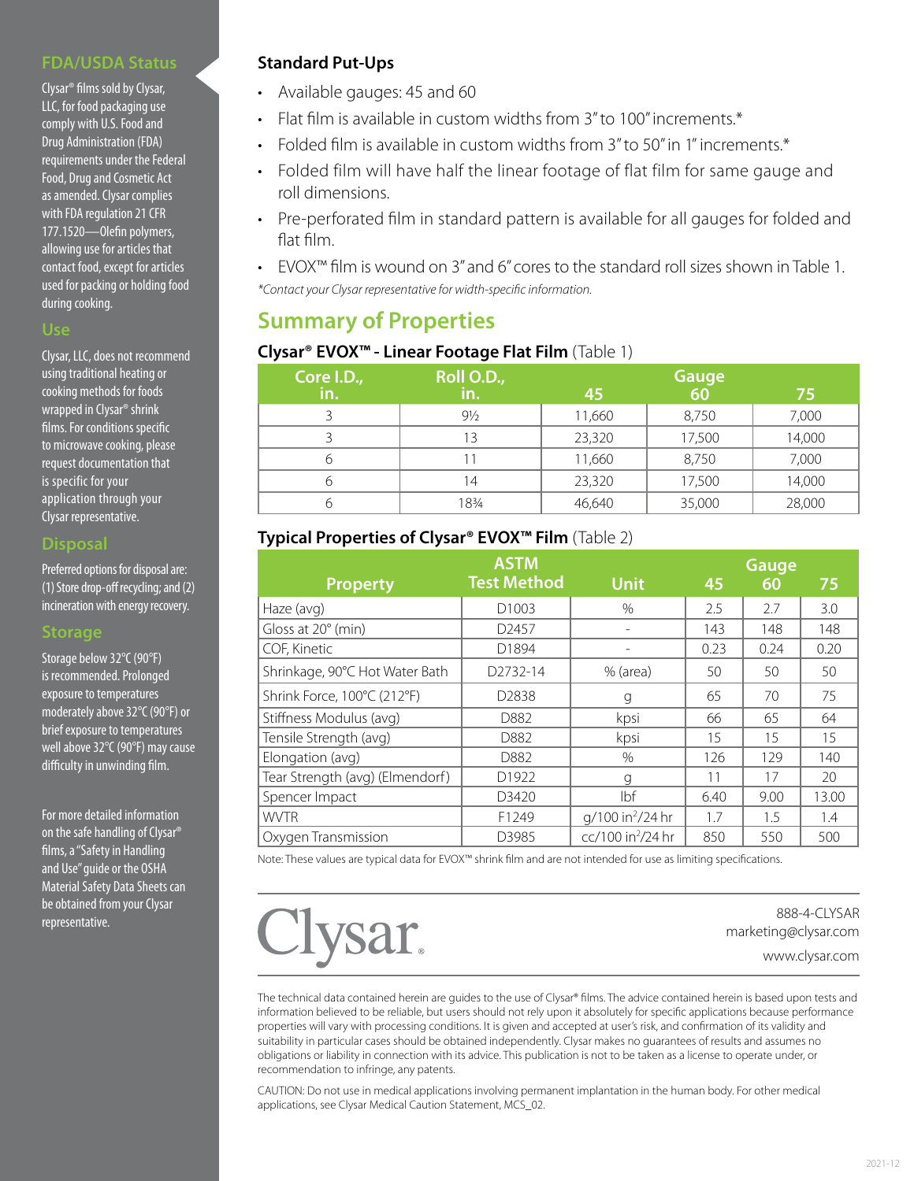## FDA/USDA Status

Clysar® films sold by Clysar, LLC, for food packaging use comply with U.S. Food and Drug Administration (FDA) requirements under the Federal Food, Drug and Cosmetic Act as amended. Clysar complies with FDA regulation 21 CFR 177.1520—Olefin polymers, allowing use for articles that contact food, except for articles used for packing or holding food during cooking.

## Use

Clysar, LLC, does not recommend using traditional heating or cooking methods for foods wrapped in Clysar® shrink films. For conditions specific to microwave cooking, please request documentation that is specific for your application through your Clysar representative.

## Disposal

Preferred options for disposal are: (1) Store drop-off recycling; and (2) incineration with energy recovery.

## Storage

Storage below 32°C (90°F) is recommended. Prolonged exposure to temperatures moderately above 32°C (90°F) or brief exposure to temperatures well above 32°C (90°F) may cause difficulty in unwinding film.

For more detailed information on the safe handling of Clysar® films, a "Safety in Handling and Use" guide or the OSHA Material Safety Data Sheets can be obtained from your Clysar representative.

### Standard Put-Ups

- Available gauges: 45 and 60
- Flat film is available in custom widths from 3" to 100" increments.*
- Folded film is available in custom widths from 3" to 50" in 1" increments.*
- Folded film will have half the linear footage of flat film for same gauge and roll dimensions.
- Pre-perforated film in standard pattern is available for all gauges for folded and flat film.
- EVOX™ film is wound on 3" and 6" cores to the standard roll sizes shown in Table 1.

*Contact your Clysar representative for width-specific information.*

## Summary of Properties

**Clysar® EVOX™ - Linear Footage Flat Film** (Table 1)

| Core I.D., in. | Roll O.D., in. | Gauge 45 | 60 | 75 |
|---|---|---|---|---|
| 3 | 9½ | 11,660 | 8,750 | 7,000 |
| 3 | 13 | 23,320 | 17,500 | 14,000 |
| 6 | 11 | 11,660 | 8,750 | 7,000 |
| 6 | 14 | 23,320 | 17,500 | 14,000 |
| 6 | 18¾ | 46,640 | 35,000 | 28,000 |

**Typical Properties of Clysar® EVOX™ Film** (Table 2)

| Property | ASTM Test Method | Unit | Gauge 45 | 60 | 75 |
|---|---|---|---|---|---|
| Haze (avg) | D1003 | % | 2.5 | 2.7 | 3.0 |
| Gloss at 20° (min) | D2457 | - | 143 | 148 | 148 |
| COF, Kinetic | D1894 | - | 0.23 | 0.24 | 0.20 |
| Shrinkage, 90°C Hot Water Bath | D2732-14 | % (area) | 50 | 50 | 50 |
| Shrink Force, 100°C (212°F) | D2838 | g | 65 | 70 | 75 |
| Stiffness Modulus (avg) | D882 | kpsi | 66 | 65 | 64 |
| Tensile Strength (avg) | D882 | kpsi | 15 | 15 | 15 |
| Elongation (avg) | D882 | % | 126 | 129 | 140 |
| Tear Strength (avg) (Elmendorf) | D1922 | g | 11 | 17 | 20 |
| Spencer Impact | D3420 | lbf | 6.40 | 9.00 | 13.00 |
| WVTR | F1249 | g/100 $in^2$/24 hr | 1.7 | 1.5 | 1.4 |
| Oxygen Transmission | D3985 | cc/100 $in^2$/24 hr | 850 | 550 | 500 |

Note: These values are typical data for EVOX™ shrink film and are not intended for use as limiting specifications.

Clysar®

888-4-CLYSAR
marketing@clysar.com
www.clysar.com

The technical data contained herein are guides to the use of Clysar® films. The advice contained herein is based upon tests and information believed to be reliable, but users should not rely upon it absolutely for specific applications because performance properties will vary with processing conditions. It is given and accepted at user's risk, and confirmation of its validity and suitability in particular cases should be obtained independently. Clysar makes no guarantees of results and assumes no obligations or liability in connection with its advice. This publication is not to be taken as a license to operate under, or recommendation to infringe, any patents.

CAUTION: Do not use in medical applications involving permanent implantation in the human body. For other medical applications, see Clysar Medical Caution Statement, MCS_02.

2021-12